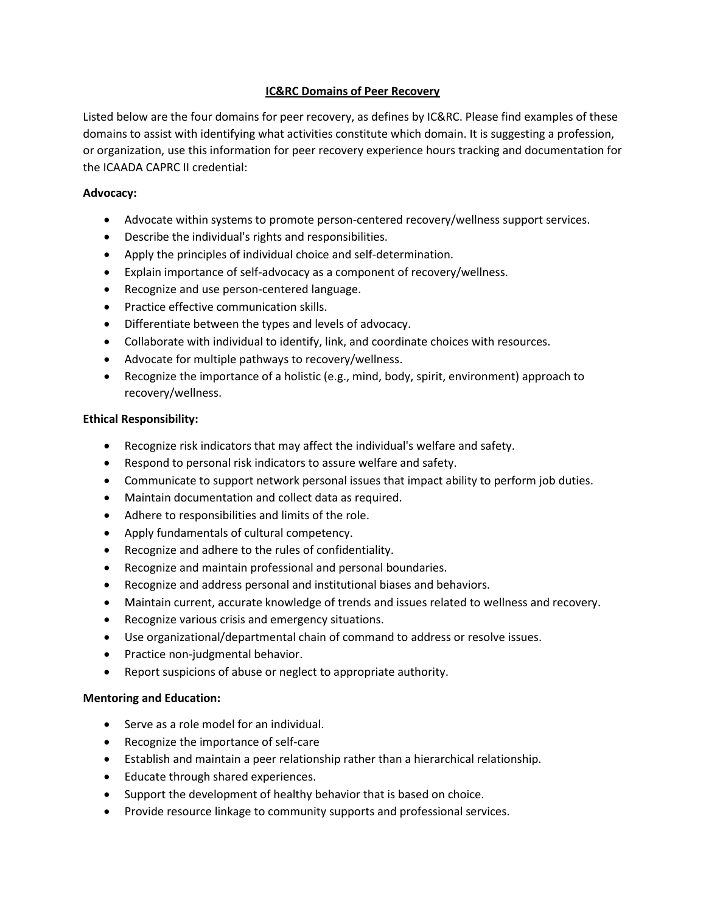**IC&RC Domains of Peer Recovery**

Listed below are the four domains for peer recovery, as defines by IC&RC. Please find examples of these domains to assist with identifying what activities constitute which domain. It is suggesting a profession, or organization, use this information for peer recovery experience hours tracking and documentation for the ICAADA CAPRC II credential:

**Advocacy:**

- Advocate within systems to promote person-centered recovery/wellness support services.
- Describe the individual's rights and responsibilities.
- Apply the principles of individual choice and self-determination.
- Explain importance of self-advocacy as a component of recovery/wellness.
- Recognize and use person-centered language.
- Practice effective communication skills.
- Differentiate between the types and levels of advocacy.
- Collaborate with individual to identify, link, and coordinate choices with resources.
- Advocate for multiple pathways to recovery/wellness.
- Recognize the importance of a holistic (e.g., mind, body, spirit, environment) approach to recovery/wellness.

**Ethical Responsibility:**

- Recognize risk indicators that may affect the individual's welfare and safety.
- Respond to personal risk indicators to assure welfare and safety.
- Communicate to support network personal issues that impact ability to perform job duties.
- Maintain documentation and collect data as required.
- Adhere to responsibilities and limits of the role.
- Apply fundamentals of cultural competency.
- Recognize and adhere to the rules of confidentiality.
- Recognize and maintain professional and personal boundaries.
- Recognize and address personal and institutional biases and behaviors.
- Maintain current, accurate knowledge of trends and issues related to wellness and recovery.
- Recognize various crisis and emergency situations.
- Use organizational/departmental chain of command to address or resolve issues.
- Practice non-judgmental behavior.
- Report suspicions of abuse or neglect to appropriate authority.

**Mentoring and Education:**

- Serve as a role model for an individual.
- Recognize the importance of self-care
- Establish and maintain a peer relationship rather than a hierarchical relationship.
- Educate through shared experiences.
- Support the development of healthy behavior that is based on choice.
- Provide resource linkage to community supports and professional services.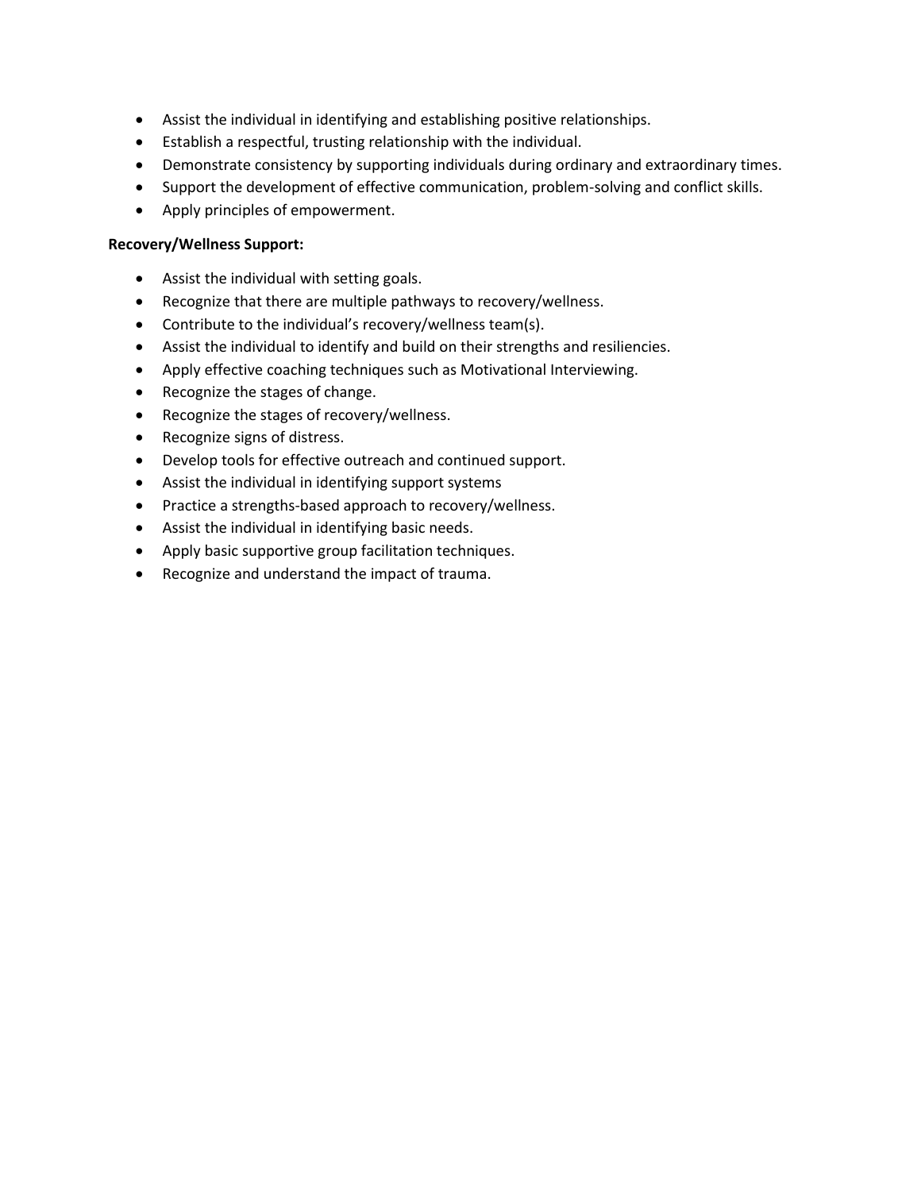- Assist the individual in identifying and establishing positive relationships.
- Establish a respectful, trusting relationship with the individual.
- Demonstrate consistency by supporting individuals during ordinary and extraordinary times.
- Support the development of effective communication, problem-solving and conflict skills.
- Apply principles of empowerment.

**Recovery/Wellness Support:**

- Assist the individual with setting goals.
- Recognize that there are multiple pathways to recovery/wellness.
- Contribute to the individual's recovery/wellness team(s).
- Assist the individual to identify and build on their strengths and resiliencies.
- Apply effective coaching techniques such as Motivational Interviewing.
- Recognize the stages of change.
- Recognize the stages of recovery/wellness.
- Recognize signs of distress.
- Develop tools for effective outreach and continued support.
- Assist the individual in identifying support systems
- Practice a strengths-based approach to recovery/wellness.
- Assist the individual in identifying basic needs.
- Apply basic supportive group facilitation techniques.
- Recognize and understand the impact of trauma.